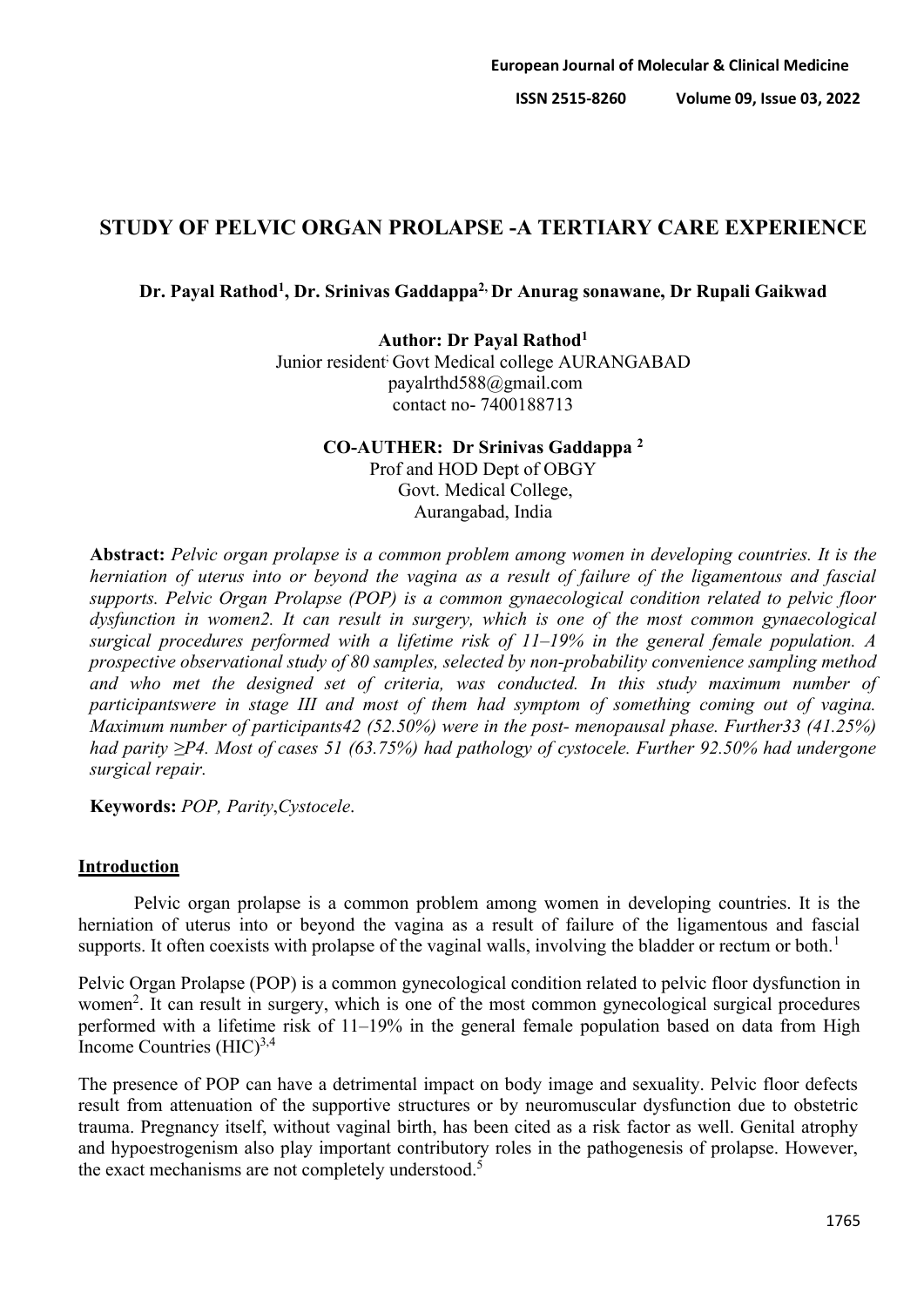# STUDY OF PELVIC ORGAN PROLAPSE -A TERTIARY CARE EXPERIENCE

**Dr. Payal Rathod[1], Dr. Srinivas Gaddappa[2], Dr Anurag sonawane, Dr Rupali Gaikwad**

**Author: Dr Payal Rathod[1]**
Junior resident Govt Medical college AURANGABAD
payalrthd588@gmail.com
contact no- 7400188713

**CO-AUTHER: Dr Srinivas Gaddappa [2]**
Prof and HOD Dept of OBGY
Govt. Medical College,
Aurangabad, India

**Abstract:** *Pelvic organ prolapse is a common problem among women in developing countries. It is the herniation of uterus into or beyond the vagina as a result of failure of the ligamentous and fascial supports. Pelvic Organ Prolapse (POP) is a common gynaecological condition related to pelvic floor dysfunction in women2. It can result in surgery, which is one of the most common gynaecological surgical procedures performed with a lifetime risk of 11–19% in the general female population. A prospective observational study of 80 samples, selected by non-probability convenience sampling method and who met the designed set of criteria, was conducted. In this study maximum number of participantswere in stage III and most of them had symptom of something coming out of vagina. Maximum number of participants42 (52.50%) were in the post- menopausal phase. Further33 (41.25%) had parity ≥P4. Most of cases 51 (63.75%) had pathology of cystocele. Further 92.50% had undergone surgical repair.*

**Keywords:** *POP, Parity*,*Cystocele*.

## Introduction

Pelvic organ prolapse is a common problem among women in developing countries. It is the herniation of uterus into or beyond the vagina as a result of failure of the ligamentous and fascial supports. It often coexists with prolapse of the vaginal walls, involving the bladder or rectum or both.[1]

Pelvic Organ Prolapse (POP) is a common gynecological condition related to pelvic floor dysfunction in women[2]. It can result in surgery, which is one of the most common gynecological surgical procedures performed with a lifetime risk of 11–19% in the general female population based on data from High Income Countries (HIC)[3,4]

The presence of POP can have a detrimental impact on body image and sexuality. Pelvic floor defects result from attenuation of the supportive structures or by neuromuscular dysfunction due to obstetric trauma. Pregnancy itself, without vaginal birth, has been cited as a risk factor as well. Genital atrophy and hypoestrogenism also play important contributory roles in the pathogenesis of prolapse. However, the exact mechanisms are not completely understood.[5]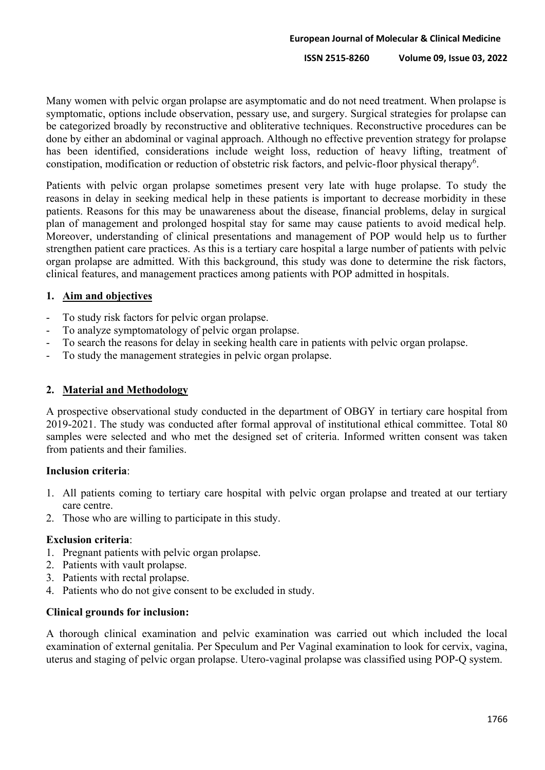Many women with pelvic organ prolapse are asymptomatic and do not need treatment. When prolapse is symptomatic, options include observation, pessary use, and surgery. Surgical strategies for prolapse can be categorized broadly by reconstructive and obliterative techniques. Reconstructive procedures can be done by either an abdominal or vaginal approach. Although no effective prevention strategy for prolapse has been identified, considerations include weight loss, reduction of heavy lifting, treatment of constipation, modification or reduction of obstetric risk factors, and pelvic-floor physical therapy[6].

Patients with pelvic organ prolapse sometimes present very late with huge prolapse. To study the reasons in delay in seeking medical help in these patients is important to decrease morbidity in these patients. Reasons for this may be unawareness about the disease, financial problems, delay in surgical plan of management and prolonged hospital stay for same may cause patients to avoid medical help. Moreover, understanding of clinical presentations and management of POP would help us to further strengthen patient care practices. As this is a tertiary care hospital a large number of patients with pelvic organ prolapse are admitted. With this background, this study was done to determine the risk factors, clinical features, and management practices among patients with POP admitted in hospitals.

## 1. Aim and objectives

- To study risk factors for pelvic organ prolapse.
- To analyze symptomatology of pelvic organ prolapse.
- To search the reasons for delay in seeking health care in patients with pelvic organ prolapse.
- To study the management strategies in pelvic organ prolapse.

## 2. Material and Methodology

A prospective observational study conducted in the department of OBGY in tertiary care hospital from 2019-2021. The study was conducted after formal approval of institutional ethical committee. Total 80 samples were selected and who met the designed set of criteria. Informed written consent was taken from patients and their families.

**Inclusion criteria**:

1. All patients coming to tertiary care hospital with pelvic organ prolapse and treated at our tertiary care centre.
2. Those who are willing to participate in this study.

**Exclusion criteria**:

1. Pregnant patients with pelvic organ prolapse.
2. Patients with vault prolapse.
3. Patients with rectal prolapse.
4. Patients who do not give consent to be excluded in study.

**Clinical grounds for inclusion:**

A thorough clinical examination and pelvic examination was carried out which included the local examination of external genitalia. Per Speculum and Per Vaginal examination to look for cervix, vagina, uterus and staging of pelvic organ prolapse. Utero-vaginal prolapse was classified using POP-Q system.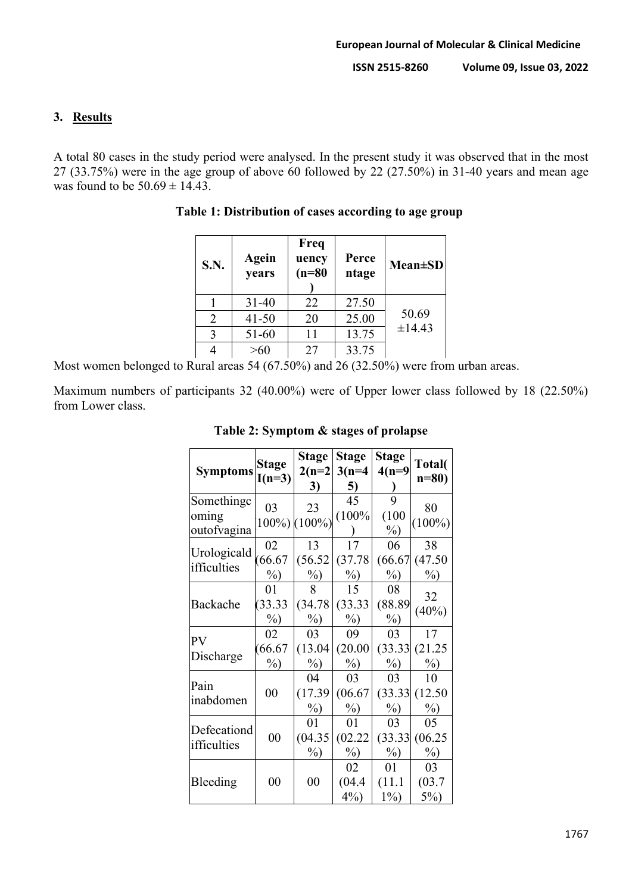## 3. Results

A total 80 cases in the study period were analysed. In the present study it was observed that in the most 27 (33.75%) were in the age group of above 60 followed by 22 (27.50%) in 31-40 years and mean age was found to be 50.69 ± 14.43.

**Table 1: Distribution of cases according to age group**

| S.N. | Agein years | Frequency (n=80) | Percentage | Mean±SD |
|---|---|---|---|---|
| 1 | 31-40 | 22 | 27.50 | 50.69 ±14.43 |
| 2 | 41-50 | 20 | 25.00 | |
| 3 | 51-60 | 11 | 13.75 | |
| 4 | >60 | 27 | 33.75 | |

Most women belonged to Rural areas 54 (67.50%) and 26 (32.50%) were from urban areas.

Maximum numbers of participants 32 (40.00%) were of Upper lower class followed by 18 (22.50%) from Lower class.

**Table 2: Symptom & stages of prolapse**

| Symptoms | Stage I(n=3) | Stage 2(n=23) | Stage 3(n=45) | Stage 4(n=9) | Total(n=80) |
|---|---|---|---|---|---|
| Somethingcoming outofvagina | 03 100%) | 23 (100%) | 45 (100%) | 9 (100%) | 80 (100%) |
| Urologicaldifficulties | 02 (66.67%) | 13 (56.52%) | 17 (37.78%) | 06 (66.67%) | 38 (47.50%) |
| Backache | 01 (33.33%) | 8 (34.78%) | 15 (33.33%) | 08 (88.89%) | 32 (40%) |
| PV Discharge | 02 (66.67%) | 03 (13.04%) | 09 (20.00%) | 03 (33.33%) | 17 (21.25%) |
| Pain inabdomen | 00 | 04 (17.39%) | 03 (06.67%) | 03 (33.33%) | 10 (12.50%) |
| Defecationdifficulties | 00 | 01 (04.35%) | 01 (02.22%) | 03 (33.33%) | 05 (06.25%) |
| Bleeding | 00 | 00 | 02 (04.44%) | 01 (11.11%) | 03 (03.75%) |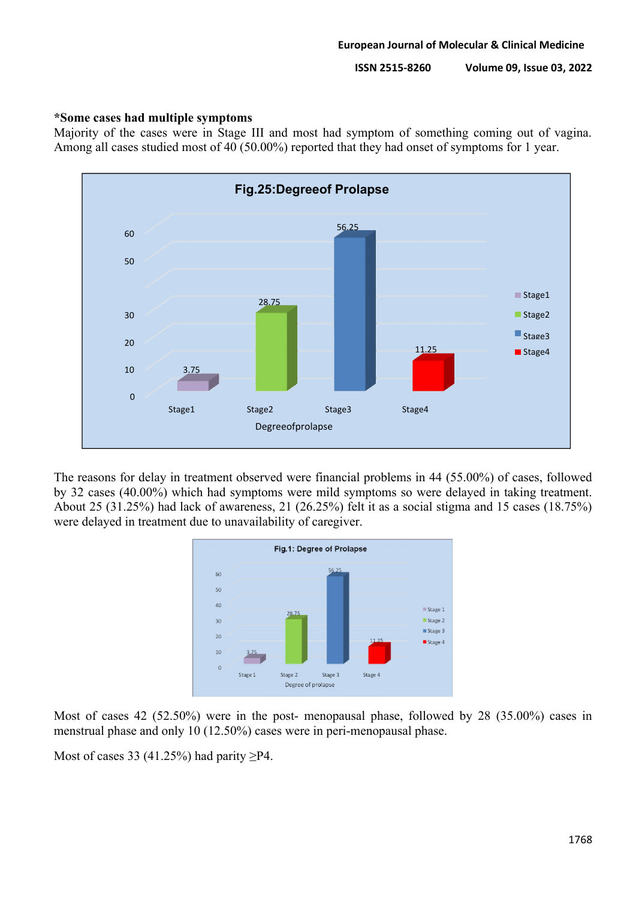**\*Some cases had multiple symptoms**

Majority of the cases were in Stage III and most had symptom of something coming out of vagina. Among all cases studied most of 40 (50.00%) reported that they had onset of symptoms for 1 year.

Fig.25:Degreeof Prolapse

The reasons for delay in treatment observed were financial problems in 44 (55.00%) of cases, followed by 32 cases (40.00%) which had symptoms were mild symptoms so were delayed in taking treatment. About 25 (31.25%) had lack of awareness, 21 (26.25%) felt it as a social stigma and 15 cases (18.75%) were delayed in treatment due to unavailability of caregiver.

Fig.1: Degree of Prolapse

Most of cases 42 (52.50%) were in the post- menopausal phase, followed by 28 (35.00%) cases in menstrual phase and only 10 (12.50%) cases were in peri-menopausal phase.

Most of cases 33 (41.25%) had parity ≥P4.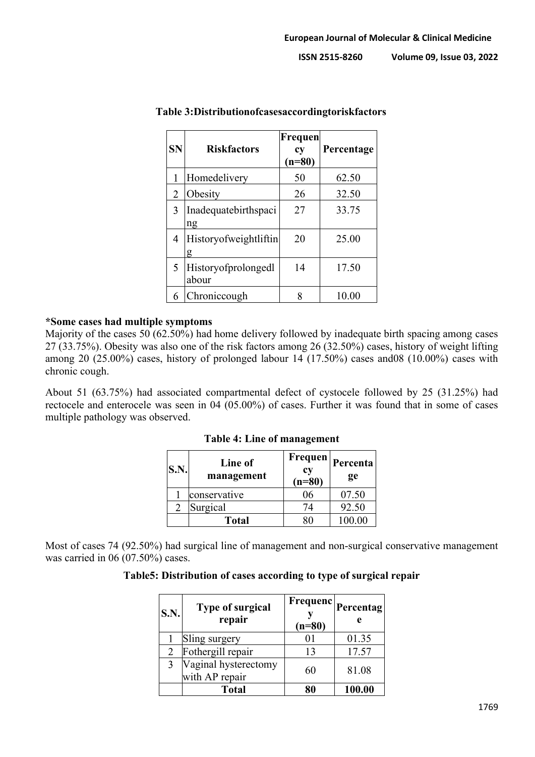**Table 3:Distributionofcasesaccordingtoriskfactors**

| SN | Riskfactors | Frequency (n=80) | Percentage |
|---|---|---|---|
| 1 | Homedelivery | 50 | 62.50 |
| 2 | Obesity | 26 | 32.50 |
| 3 | Inadequatebirthspacing | 27 | 33.75 |
| 4 | Historyofweightlifting | 20 | 25.00 |
| 5 | Historyofprolongedlabour | 14 | 17.50 |
| 6 | Chroniccough | 8 | 10.00 |

**\*Some cases had multiple symptoms**

Majority of the cases 50 (62.50%) had home delivery followed by inadequate birth spacing among cases 27 (33.75%). Obesity was also one of the risk factors among 26 (32.50%) cases, history of weight lifting among 20 (25.00%) cases, history of prolonged labour 14 (17.50%) cases and08 (10.00%) cases with chronic cough.

About 51 (63.75%) had associated compartmental defect of cystocele followed by 25 (31.25%) had rectocele and enterocele was seen in 04 (05.00%) of cases. Further it was found that in some of cases multiple pathology was observed.

**Table 4: Line of management**

| S.N. | Line of management | Frequency (n=80) | Percentage |
|---|---|---|---|
| 1 | conservative | 06 | 07.50 |
| 2 | Surgical | 74 | 92.50 |
| | **Total** | 80 | 100.00 |

Most of cases 74 (92.50%) had surgical line of management and non-surgical conservative management was carried in 06 (07.50%) cases.

**Table5: Distribution of cases according to type of surgical repair**

| S.N. | Type of surgical repair | Frequency (n=80) | Percentage |
|---|---|---|---|
| 1 | Sling surgery | 01 | 01.35 |
| 2 | Fothergill repair | 13 | 17.57 |
| 3 | Vaginal hysterectomy with AP repair | 60 | 81.08 |
| | **Total** | **80** | **100.00** |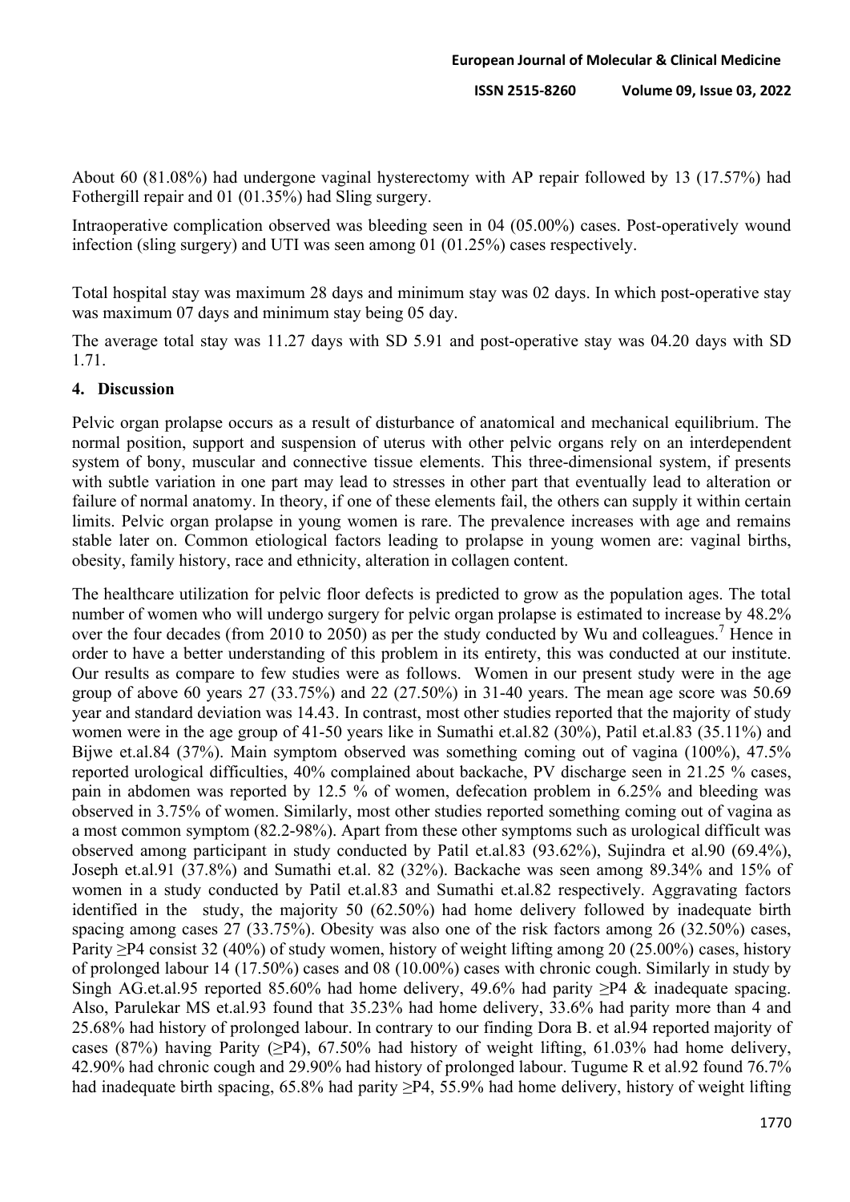About 60 (81.08%) had undergone vaginal hysterectomy with AP repair followed by 13 (17.57%) had Fothergill repair and 01 (01.35%) had Sling surgery.

Intraoperative complication observed was bleeding seen in 04 (05.00%) cases. Post-operatively wound infection (sling surgery) and UTI was seen among 01 (01.25%) cases respectively.

Total hospital stay was maximum 28 days and minimum stay was 02 days. In which post-operative stay was maximum 07 days and minimum stay being 05 day.

The average total stay was 11.27 days with SD 5.91 and post-operative stay was 04.20 days with SD 1.71.

## 4. Discussion

Pelvic organ prolapse occurs as a result of disturbance of anatomical and mechanical equilibrium. The normal position, support and suspension of uterus with other pelvic organs rely on an interdependent system of bony, muscular and connective tissue elements. This three-dimensional system, if presents with subtle variation in one part may lead to stresses in other part that eventually lead to alteration or failure of normal anatomy. In theory, if one of these elements fail, the others can supply it within certain limits. Pelvic organ prolapse in young women is rare. The prevalence increases with age and remains stable later on. Common etiological factors leading to prolapse in young women are: vaginal births, obesity, family history, race and ethnicity, alteration in collagen content.

The healthcare utilization for pelvic floor defects is predicted to grow as the population ages. The total number of women who will undergo surgery for pelvic organ prolapse is estimated to increase by 48.2% over the four decades (from 2010 to 2050) as per the study conducted by Wu and colleagues.[7] Hence in order to have a better understanding of this problem in its entirety, this was conducted at our institute. Our results as compare to few studies were as follows. Women in our present study were in the age group of above 60 years 27 (33.75%) and 22 (27.50%) in 31-40 years. The mean age score was 50.69 year and standard deviation was 14.43. In contrast, most other studies reported that the majority of study women were in the age group of 41-50 years like in Sumathi et.al.82 (30%), Patil et.al.83 (35.11%) and Bijwe et.al.84 (37%). Main symptom observed was something coming out of vagina (100%), 47.5% reported urological difficulties, 40% complained about backache, PV discharge seen in 21.25 % cases, pain in abdomen was reported by 12.5 % of women, defecation problem in 6.25% and bleeding was observed in 3.75% of women. Similarly, most other studies reported something coming out of vagina as a most common symptom (82.2-98%). Apart from these other symptoms such as urological difficult was observed among participant in study conducted by Patil et.al.83 (93.62%), Sujindra et al.90 (69.4%), Joseph et.al.91 (37.8%) and Sumathi et.al. 82 (32%). Backache was seen among 89.34% and 15% of women in a study conducted by Patil et.al.83 and Sumathi et.al.82 respectively. Aggravating factors identified in the study, the majority 50 (62.50%) had home delivery followed by inadequate birth spacing among cases 27 (33.75%). Obesity was also one of the risk factors among 26 (32.50%) cases, Parity ≥P4 consist 32 (40%) of study women, history of weight lifting among 20 (25.00%) cases, history of prolonged labour 14 (17.50%) cases and 08 (10.00%) cases with chronic cough. Similarly in study by Singh AG.et.al.95 reported 85.60% had home delivery, 49.6% had parity ≥P4 & inadequate spacing. Also, Parulekar MS et.al.93 found that 35.23% had home delivery, 33.6% had parity more than 4 and 25.68% had history of prolonged labour. In contrary to our finding Dora B. et al.94 reported majority of cases (87%) having Parity (≥P4), 67.50% had history of weight lifting, 61.03% had home delivery, 42.90% had chronic cough and 29.90% had history of prolonged labour. Tugume R et al.92 found 76.7% had inadequate birth spacing, 65.8% had parity ≥P4, 55.9% had home delivery, history of weight lifting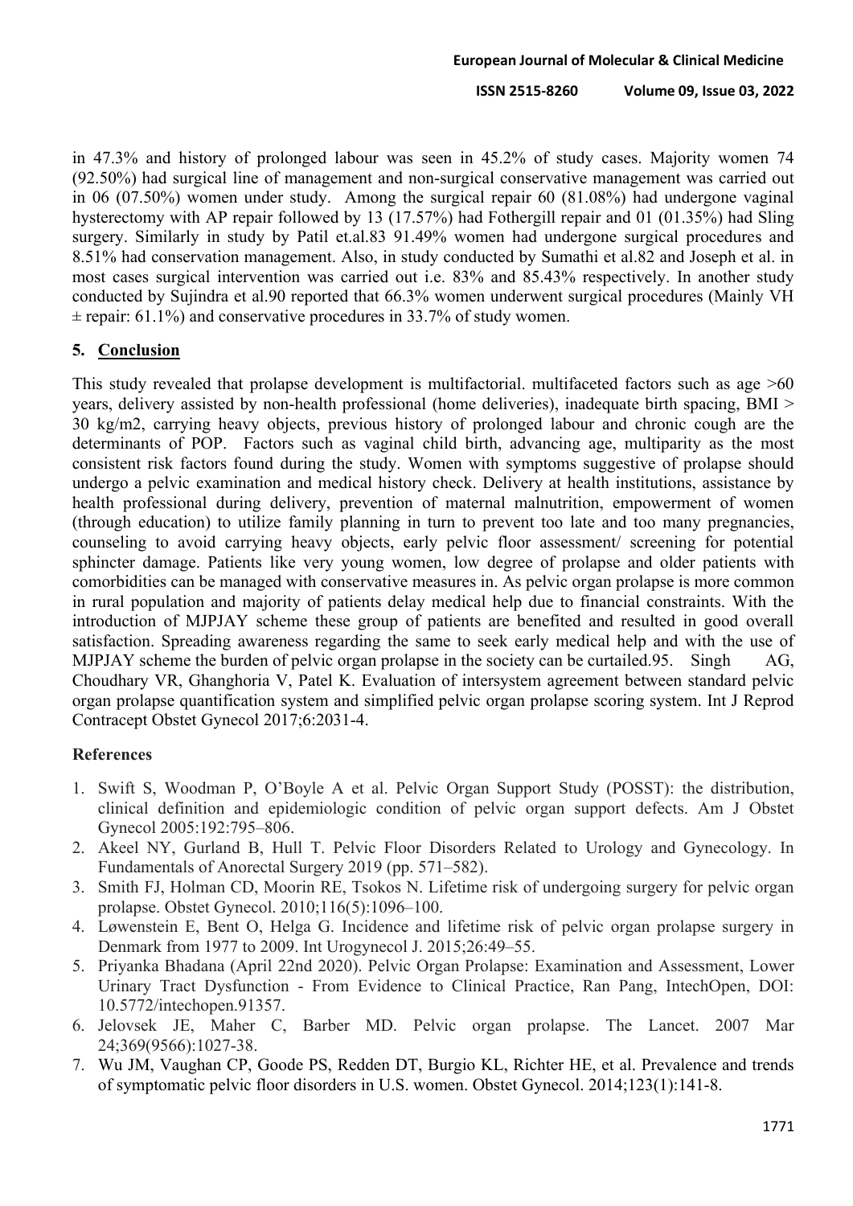in 47.3% and history of prolonged labour was seen in 45.2% of study cases. Majority women 74 (92.50%) had surgical line of management and non-surgical conservative management was carried out in 06 (07.50%) women under study. Among the surgical repair 60 (81.08%) had undergone vaginal hysterectomy with AP repair followed by 13 (17.57%) had Fothergill repair and 01 (01.35%) had Sling surgery. Similarly in study by Patil et.al.83 91.49% women had undergone surgical procedures and 8.51% had conservation management. Also, in study conducted by Sumathi et al.82 and Joseph et al. in most cases surgical intervention was carried out i.e. 83% and 85.43% respectively. In another study conducted by Sujindra et al.90 reported that 66.3% women underwent surgical procedures (Mainly VH ± repair: 61.1%) and conservative procedures in 33.7% of study women.

## 5. Conclusion

This study revealed that prolapse development is multifactorial. multifaceted factors such as age >60 years, delivery assisted by non-health professional (home deliveries), inadequate birth spacing, BMI > 30 kg/m2, carrying heavy objects, previous history of prolonged labour and chronic cough are the determinants of POP. Factors such as vaginal child birth, advancing age, multiparity as the most consistent risk factors found during the study. Women with symptoms suggestive of prolapse should undergo a pelvic examination and medical history check. Delivery at health institutions, assistance by health professional during delivery, prevention of maternal malnutrition, empowerment of women (through education) to utilize family planning in turn to prevent too late and too many pregnancies, counseling to avoid carrying heavy objects, early pelvic floor assessment/ screening for potential sphincter damage. Patients like very young women, low degree of prolapse and older patients with comorbidities can be managed with conservative measures in. As pelvic organ prolapse is more common in rural population and majority of patients delay medical help due to financial constraints. With the introduction of MJPJAY scheme these group of patients are benefited and resulted in good overall satisfaction. Spreading awareness regarding the same to seek early medical help and with the use of MJPJAY scheme the burden of pelvic organ prolapse in the society can be curtailed.95. Singh AG, Choudhary VR, Ghanghoria V, Patel K. Evaluation of intersystem agreement between standard pelvic organ prolapse quantification system and simplified pelvic organ prolapse scoring system. Int J Reprod Contracept Obstet Gynecol 2017;6:2031-4.

## References

1. Swift S, Woodman P, O'Boyle A et al. Pelvic Organ Support Study (POSST): the distribution, clinical definition and epidemiologic condition of pelvic organ support defects. Am J Obstet Gynecol 2005:192:795–806.
2. Akeel NY, Gurland B, Hull T. Pelvic Floor Disorders Related to Urology and Gynecology. In Fundamentals of Anorectal Surgery 2019 (pp. 571–582).
3. Smith FJ, Holman CD, Moorin RE, Tsokos N. Lifetime risk of undergoing surgery for pelvic organ prolapse. Obstet Gynecol. 2010;116(5):1096–100.
4. Løwenstein E, Bent O, Helga G. Incidence and lifetime risk of pelvic organ prolapse surgery in Denmark from 1977 to 2009. Int Urogynecol J. 2015;26:49–55.
5. Priyanka Bhadana (April 22nd 2020). Pelvic Organ Prolapse: Examination and Assessment, Lower Urinary Tract Dysfunction - From Evidence to Clinical Practice, Ran Pang, IntechOpen, DOI: 10.5772/intechopen.91357.
6. Jelovsek JE, Maher C, Barber MD. Pelvic organ prolapse. The Lancet. 2007 Mar 24;369(9566):1027-38.
7. Wu JM, Vaughan CP, Goode PS, Redden DT, Burgio KL, Richter HE, et al. Prevalence and trends of symptomatic pelvic floor disorders in U.S. women. Obstet Gynecol. 2014;123(1):141-8.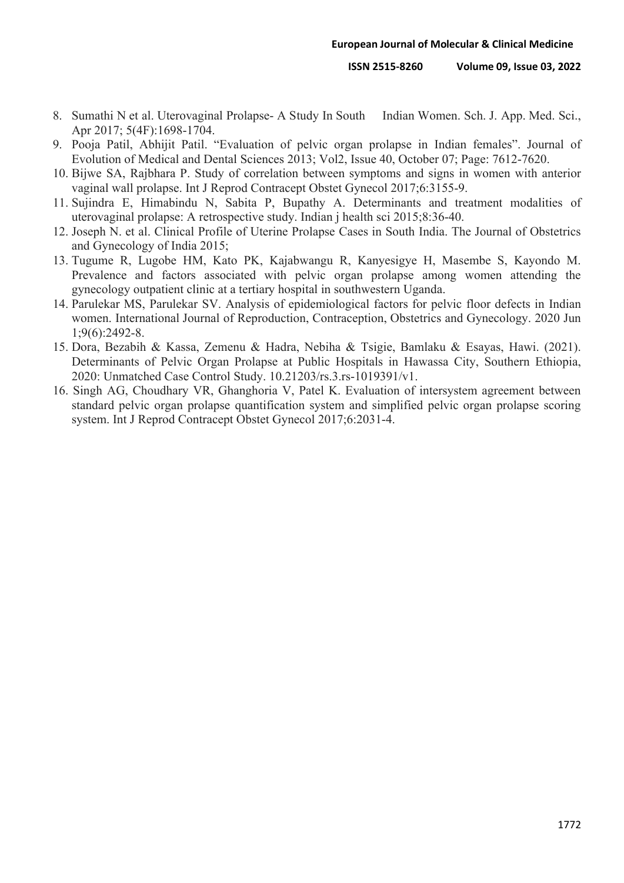8. Sumathi N et al. Uterovaginal Prolapse- A Study In South Indian Women. Sch. J. App. Med. Sci., Apr 2017; 5(4F):1698-1704.
9. Pooja Patil, Abhijit Patil. "Evaluation of pelvic organ prolapse in Indian females". Journal of Evolution of Medical and Dental Sciences 2013; Vol2, Issue 40, October 07; Page: 7612-7620.
10. Bijwe SA, Rajbhara P. Study of correlation between symptoms and signs in women with anterior vaginal wall prolapse. Int J Reprod Contracept Obstet Gynecol 2017;6:3155-9.
11. Sujindra E, Himabindu N, Sabita P, Bupathy A. Determinants and treatment modalities of uterovaginal prolapse: A retrospective study. Indian j health sci 2015;8:36-40.
12. Joseph N. et al. Clinical Profile of Uterine Prolapse Cases in South India. The Journal of Obstetrics and Gynecology of India 2015;
13. Tugume R, Lugobe HM, Kato PK, Kajabwangu R, Kanyesigye H, Masembe S, Kayondo M. Prevalence and factors associated with pelvic organ prolapse among women attending the gynecology outpatient clinic at a tertiary hospital in southwestern Uganda.
14. Parulekar MS, Parulekar SV. Analysis of epidemiological factors for pelvic floor defects in Indian women. International Journal of Reproduction, Contraception, Obstetrics and Gynecology. 2020 Jun 1;9(6):2492-8.
15. Dora, Bezabih & Kassa, Zemenu & Hadra, Nebiha & Tsigie, Bamlaku & Esayas, Hawi. (2021). Determinants of Pelvic Organ Prolapse at Public Hospitals in Hawassa City, Southern Ethiopia, 2020: Unmatched Case Control Study. 10.21203/rs.3.rs-1019391/v1.
16. Singh AG, Choudhary VR, Ghanghoria V, Patel K. Evaluation of intersystem agreement between standard pelvic organ prolapse quantification system and simplified pelvic organ prolapse scoring system. Int J Reprod Contracept Obstet Gynecol 2017;6:2031-4.